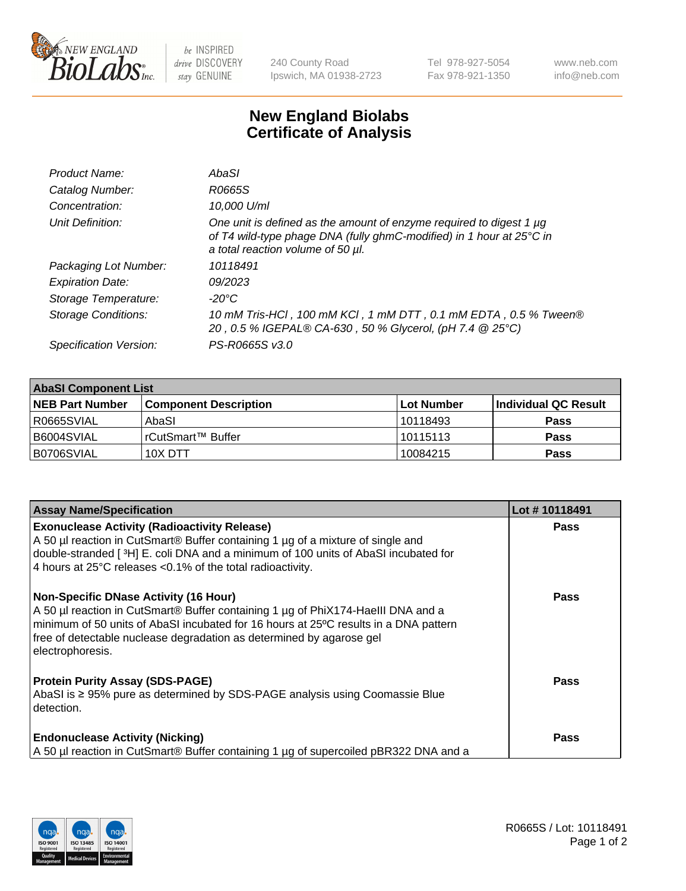New England BioLabs Inc. — be INSPIRED drive DISCOVERY stay GENUINE

240 County Road
Ipswich, MA 01938-2723

Tel 978-927-5054
Fax 978-921-1350

www.neb.com
info@neb.com

# New England Biolabs Certificate of Analysis

| | |
|---|---|
| *Product Name:* | *AbaSI* |
| *Catalog Number:* | *R0665S* |
| *Concentration:* | *10,000 U/ml* |
| *Unit Definition:* | *One unit is defined as the amount of enzyme required to digest 1 µg of T4 wild-type phage DNA (fully ghmC-modified) in 1 hour at 25°C in a total reaction volume of 50 µl.* |
| *Packaging Lot Number:* | *10118491* |
| *Expiration Date:* | *09/2023* |
| *Storage Temperature:* | *-20°C* |
| *Storage Conditions:* | *10 mM Tris-HCl , 100 mM KCl , 1 mM DTT , 0.1 mM EDTA , 0.5 % Tween® 20 , 0.5 % IGEPAL® CA-630 , 50 % Glycerol, (pH 7.4 @ 25°C)* |
| *Specification Version:* | *PS-R0665S v3.0* |

| **AbaSI Component List** | | | |
|---|---|---|---|
| **NEB Part Number** | **Component Description** | **Lot Number** | **Individual QC Result** |
| R0665SVIAL | AbaSI | 10118493 | **Pass** |
| B6004SVIAL | rCutSmart™ Buffer | 10115113 | **Pass** |
| B0706SVIAL | 10X DTT | 10084215 | **Pass** |

| **Assay Name/Specification** | **Lot # 10118491** |
|---|---|
| **Exonuclease Activity (Radioactivity Release)**<br>A 50 µl reaction in CutSmart® Buffer containing 1 µg of a mixture of single and double-stranded [ $^3$H] E. coli DNA and a minimum of 100 units of AbaSI incubated for 4 hours at 25°C releases <0.1% of the total radioactivity. | **Pass** |
| **Non-Specific DNase Activity (16 Hour)**<br>A 50 µl reaction in CutSmart® Buffer containing 1 µg of PhiX174-HaeIII DNA and a minimum of 50 units of AbaSI incubated for 16 hours at 25ºC results in a DNA pattern free of detectable nuclease degradation as determined by agarose gel electrophoresis. | **Pass** |
| **Protein Purity Assay (SDS-PAGE)**<br>AbaSI is ≥ 95% pure as determined by SDS-PAGE analysis using Coomassie Blue detection. | **Pass** |
| **Endonuclease Activity (Nicking)**<br>A 50 µl reaction in CutSmart® Buffer containing 1 µg of supercoiled pBR322 DNA and a | **Pass** |

R0665S / Lot: 10118491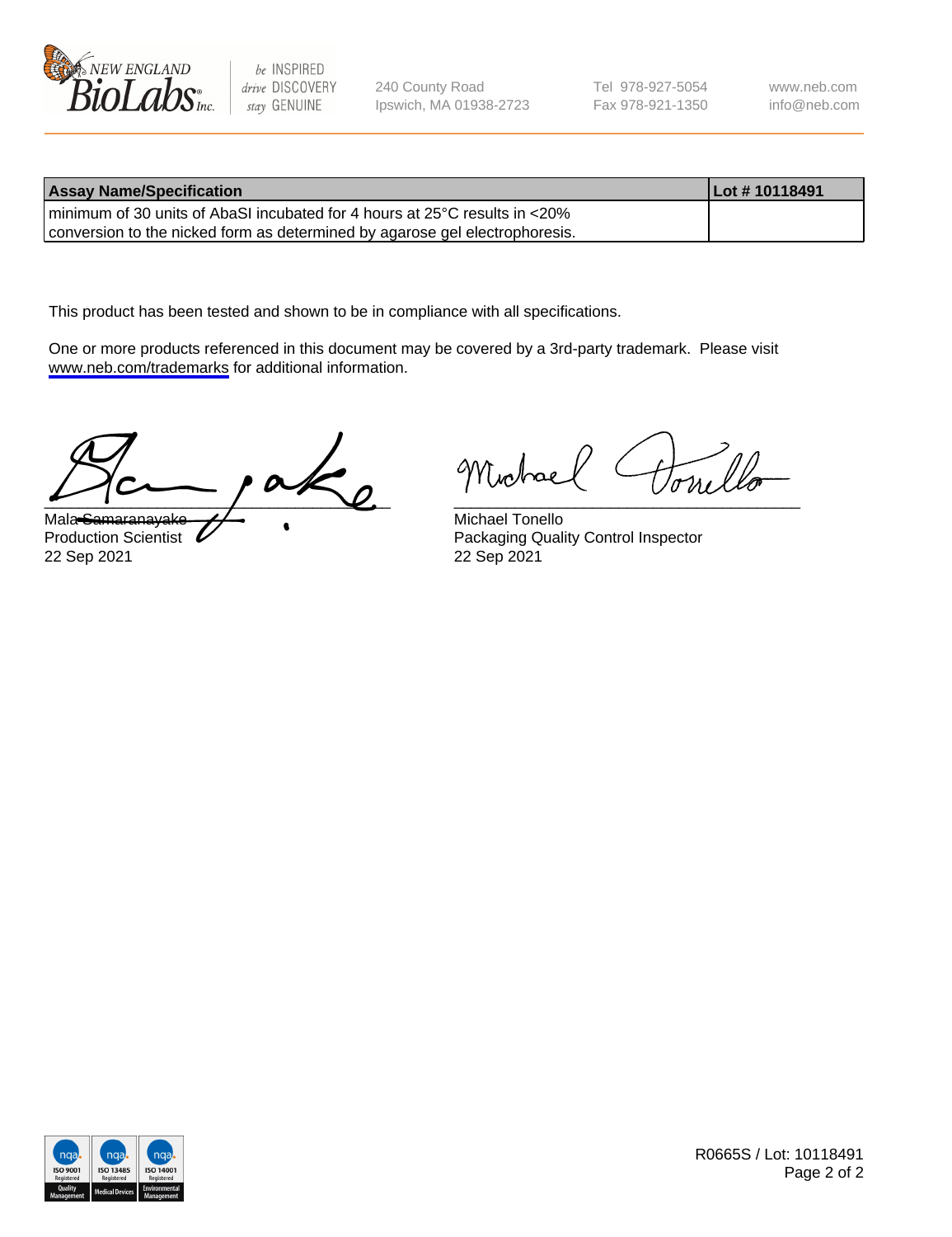| Assay Name/Specification | Lot # 10118491 |
|---|---|
| minimum of 30 units of AbaSI incubated for 4 hours at 25°C results in <20% conversion to the nicked form as determined by agarose gel electrophoresis. | |

This product has been tested and shown to be in compliance with all specifications.

One or more products referenced in this document may be covered by a 3rd-party trademark. Please visit www.neb.com/trademarks for additional information.

Mala Samaranayake
Production Scientist
22 Sep 2021

Michael Tonello
Packaging Quality Control Inspector
22 Sep 2021

R0665S / Lot: 10118491